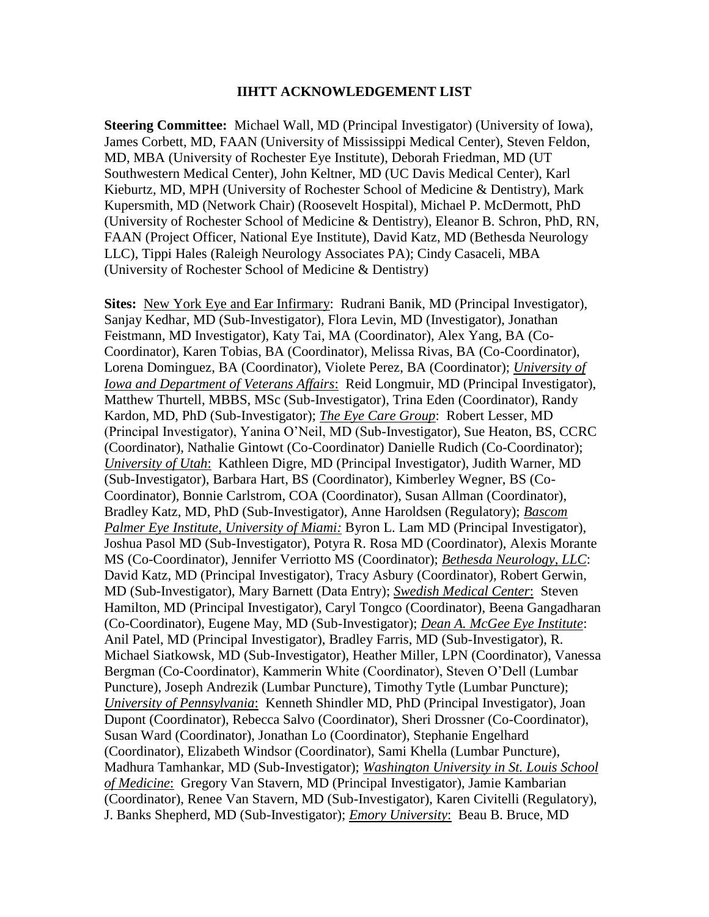### IIHTT ACKNOWLEDGEMENT LIST

**Steering Committee:** Michael Wall, MD (Principal Investigator) (University of Iowa), James Corbett, MD, FAAN (University of Mississippi Medical Center), Steven Feldon, MD, MBA (University of Rochester Eye Institute), Deborah Friedman, MD (UT Southwestern Medical Center), John Keltner, MD (UC Davis Medical Center), Karl Kieburtz, MD, MPH (University of Rochester School of Medicine & Dentistry), Mark Kupersmith, MD (Network Chair) (Roosevelt Hospital), Michael P. McDermott, PhD (University of Rochester School of Medicine & Dentistry), Eleanor B. Schron, PhD, RN, FAAN (Project Officer, National Eye Institute), David Katz, MD (Bethesda Neurology LLC), Tippi Hales (Raleigh Neurology Associates PA); Cindy Casaceli, MBA (University of Rochester School of Medicine & Dentistry)

**Sites:** New York Eye and Ear Infirmary: Rudrani Banik, MD (Principal Investigator), Sanjay Kedhar, MD (Sub-Investigator), Flora Levin, MD (Investigator), Jonathan Feistmann, MD Investigator), Katy Tai, MA (Coordinator), Alex Yang, BA (Co-Coordinator), Karen Tobias, BA (Coordinator), Melissa Rivas, BA (Co-Coordinator), Lorena Dominguez, BA (Coordinator), Violete Perez, BA (Coordinator); ***University of Iowa and Department of Veterans Affairs***: Reid Longmuir, MD (Principal Investigator), Matthew Thurtell, MBBS, MSc (Sub-Investigator), Trina Eden (Coordinator), Randy Kardon, MD, PhD (Sub-Investigator); ***The Eye Care Group***: Robert Lesser, MD (Principal Investigator), Yanina O'Neil, MD (Sub-Investigator), Sue Heaton, BS, CCRC (Coordinator), Nathalie Gintowt (Co-Coordinator) Danielle Rudich (Co-Coordinator); ***University of Utah***: Kathleen Digre, MD (Principal Investigator), Judith Warner, MD (Sub-Investigator), Barbara Hart, BS (Coordinator), Kimberley Wegner, BS (Co-Coordinator), Bonnie Carlstrom, COA (Coordinator), Susan Allman (Coordinator), Bradley Katz, MD, PhD (Sub-Investigator), Anne Haroldsen (Regulatory); ***Bascom Palmer Eye Institute, University of Miami:*** Byron L. Lam MD (Principal Investigator), Joshua Pasol MD (Sub-Investigator), Potyra R. Rosa MD (Coordinator), Alexis Morante MS (Co-Coordinator), Jennifer Verriotto MS (Coordinator); ***Bethesda Neurology, LLC***: David Katz, MD (Principal Investigator), Tracy Asbury (Coordinator), Robert Gerwin, MD (Sub-Investigator), Mary Barnett (Data Entry); ***Swedish Medical Center***: Steven Hamilton, MD (Principal Investigator), Caryl Tongco (Coordinator), Beena Gangadharan (Co-Coordinator), Eugene May, MD (Sub-Investigator); ***Dean A. McGee Eye Institute***: Anil Patel, MD (Principal Investigator), Bradley Farris, MD (Sub-Investigator), R. Michael Siatkowsk, MD (Sub-Investigator), Heather Miller, LPN (Coordinator), Vanessa Bergman (Co-Coordinator), Kammerin White (Coordinator), Steven O'Dell (Lumbar Puncture), Joseph Andrezik (Lumbar Puncture), Timothy Tytle (Lumbar Puncture); ***University of Pennsylvania***: Kenneth Shindler MD, PhD (Principal Investigator), Joan Dupont (Coordinator), Rebecca Salvo (Coordinator), Sheri Drossner (Co-Coordinator), Susan Ward (Coordinator), Jonathan Lo (Coordinator), Stephanie Engelhard (Coordinator), Elizabeth Windsor (Coordinator), Sami Khella (Lumbar Puncture), Madhura Tamhankar, MD (Sub-Investigator); ***Washington University in St. Louis School of Medicine***: Gregory Van Stavern, MD (Principal Investigator), Jamie Kambarian (Coordinator), Renee Van Stavern, MD (Sub-Investigator), Karen Civitelli (Regulatory), J. Banks Shepherd, MD (Sub-Investigator); ***Emory University***: Beau B. Bruce, MD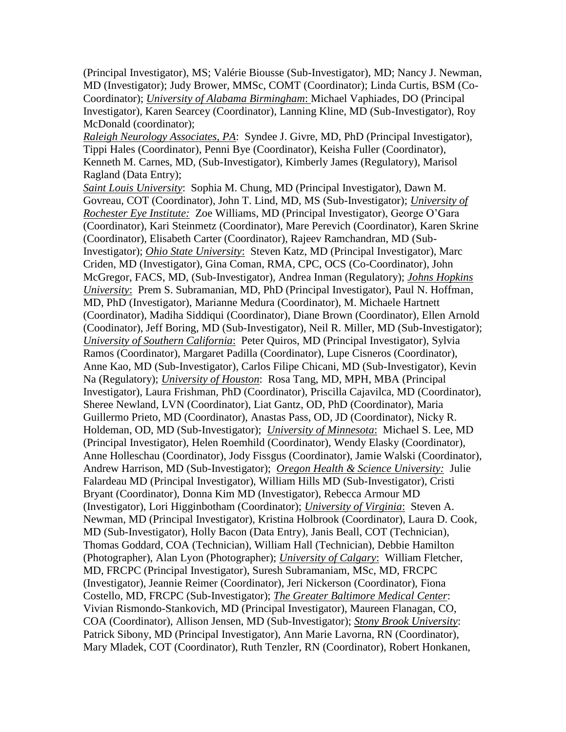(Principal Investigator), MS; Valérie Biousse (Sub-Investigator), MD; Nancy J. Newman, MD (Investigator); Judy Brower, MMSc, COMT (Coordinator); Linda Curtis, BSM (Co-Coordinator); *University of Alabama Birmingham*: Michael Vaphiades, DO (Principal Investigator), Karen Searcey (Coordinator), Lanning Kline, MD (Sub-Investigator), Roy McDonald (coordinator);

*Raleigh Neurology Associates, PA*: Syndee J. Givre, MD, PhD (Principal Investigator), Tippi Hales (Coordinator), Penni Bye (Coordinator), Keisha Fuller (Coordinator), Kenneth M. Carnes, MD, (Sub-Investigator), Kimberly James (Regulatory), Marisol Ragland (Data Entry);

*Saint Louis University*: Sophia M. Chung, MD (Principal Investigator), Dawn M. Govreau, COT (Coordinator), John T. Lind, MD, MS (Sub-Investigator); *University of Rochester Eye Institute:* Zoe Williams, MD (Principal Investigator), George O'Gara (Coordinator), Kari Steinmetz (Coordinator), Mare Perevich (Coordinator), Karen Skrine (Coordinator), Elisabeth Carter (Coordinator), Rajeev Ramchandran, MD (Sub-Investigator); *Ohio State University*: Steven Katz, MD (Principal Investigator), Marc Criden, MD (Investigator), Gina Coman, RMA, CPC, OCS (Co-Coordinator), John McGregor, FACS, MD, (Sub-Investigator), Andrea Inman (Regulatory); *Johns Hopkins University*: Prem S. Subramanian, MD, PhD (Principal Investigator), Paul N. Hoffman, MD, PhD (Investigator), Marianne Medura (Coordinator), M. Michaele Hartnett (Coordinator), Madiha Siddiqui (Coordinator), Diane Brown (Coordinator), Ellen Arnold (Coodinator), Jeff Boring, MD (Sub-Investigator), Neil R. Miller, MD (Sub-Investigator); *University of Southern California*: Peter Quiros, MD (Principal Investigator), Sylvia Ramos (Coordinator), Margaret Padilla (Coordinator), Lupe Cisneros (Coordinator), Anne Kao, MD (Sub-Investigator), Carlos Filipe Chicani, MD (Sub-Investigator), Kevin Na (Regulatory); *University of Houston*: Rosa Tang, MD, MPH, MBA (Principal Investigator), Laura Frishman, PhD (Coordinator), Priscilla Cajavilca, MD (Coordinator), Sheree Newland, LVN (Coordinator), Liat Gantz, OD, PhD (Coordinator), Maria Guillermo Prieto, MD (Coordinator), Anastas Pass, OD, JD (Coordinator), Nicky R. Holdeman, OD, MD (Sub-Investigator); *University of Minnesota*: Michael S. Lee, MD (Principal Investigator), Helen Roemhild (Coordinator), Wendy Elasky (Coordinator), Anne Holleschau (Coordinator), Jody Fissgus (Coordinator), Jamie Walski (Coordinator), Andrew Harrison, MD (Sub-Investigator); *Oregon Health & Science University:* Julie Falardeau MD (Principal Investigator), William Hills MD (Sub-Investigator), Cristi Bryant (Coordinator), Donna Kim MD (Investigator), Rebecca Armour MD (Investigator), Lori Higginbotham (Coordinator); *University of Virginia*: Steven A. Newman, MD (Principal Investigator), Kristina Holbrook (Coordinator), Laura D. Cook, MD (Sub-Investigator), Holly Bacon (Data Entry), Janis Beall, COT (Technician), Thomas Goddard, COA (Technician), William Hall (Technician), Debbie Hamilton (Photographer), Alan Lyon (Photographer); *University of Calgary*: William Fletcher, MD, FRCPC (Principal Investigator), Suresh Subramaniam, MSc, MD, FRCPC (Investigator), Jeannie Reimer (Coordinator), Jeri Nickerson (Coordinator), Fiona Costello, MD, FRCPC (Sub-Investigator); *The Greater Baltimore Medical Center*: Vivian Rismondo-Stankovich, MD (Principal Investigator), Maureen Flanagan, CO, COA (Coordinator), Allison Jensen, MD (Sub-Investigator); *Stony Brook University*: Patrick Sibony, MD (Principal Investigator), Ann Marie Lavorna, RN (Coordinator), Mary Mladek, COT (Coordinator), Ruth Tenzler, RN (Coordinator), Robert Honkanen,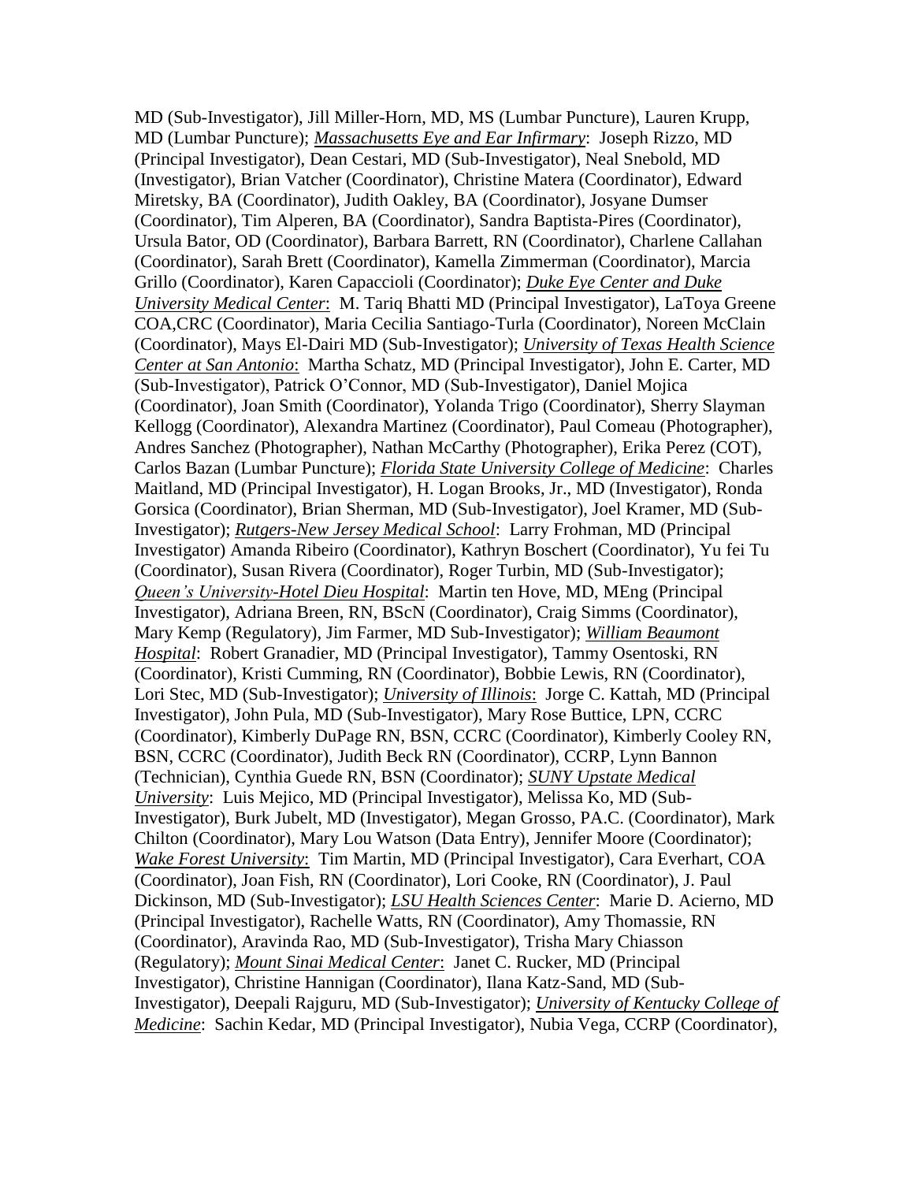MD (Sub-Investigator), Jill Miller-Horn, MD, MS (Lumbar Puncture), Lauren Krupp, MD (Lumbar Puncture); *Massachusetts Eye and Ear Infirmary*: Joseph Rizzo, MD (Principal Investigator), Dean Cestari, MD (Sub-Investigator), Neal Snebold, MD (Investigator), Brian Vatcher (Coordinator), Christine Matera (Coordinator), Edward Miretsky, BA (Coordinator), Judith Oakley, BA (Coordinator), Josyane Dumser (Coordinator), Tim Alperen, BA (Coordinator), Sandra Baptista-Pires (Coordinator), Ursula Bator, OD (Coordinator), Barbara Barrett, RN (Coordinator), Charlene Callahan (Coordinator), Sarah Brett (Coordinator), Kamella Zimmerman (Coordinator), Marcia Grillo (Coordinator), Karen Capaccioli (Coordinator); *Duke Eye Center and Duke University Medical Center*: M. Tariq Bhatti MD (Principal Investigator), LaToya Greene COA,CRC (Coordinator), Maria Cecilia Santiago-Turla (Coordinator), Noreen McClain (Coordinator), Mays El-Dairi MD (Sub-Investigator); *University of Texas Health Science Center at San Antonio*: Martha Schatz, MD (Principal Investigator), John E. Carter, MD (Sub-Investigator), Patrick O'Connor, MD (Sub-Investigator), Daniel Mojica (Coordinator), Joan Smith (Coordinator), Yolanda Trigo (Coordinator), Sherry Slayman Kellogg (Coordinator), Alexandra Martinez (Coordinator), Paul Comeau (Photographer), Andres Sanchez (Photographer), Nathan McCarthy (Photographer), Erika Perez (COT), Carlos Bazan (Lumbar Puncture); *Florida State University College of Medicine*: Charles Maitland, MD (Principal Investigator), H. Logan Brooks, Jr., MD (Investigator), Ronda Gorsica (Coordinator), Brian Sherman, MD (Sub-Investigator), Joel Kramer, MD (Sub-Investigator); *Rutgers-New Jersey Medical School*: Larry Frohman, MD (Principal Investigator) Amanda Ribeiro (Coordinator), Kathryn Boschert (Coordinator), Yu fei Tu (Coordinator), Susan Rivera (Coordinator), Roger Turbin, MD (Sub-Investigator); *Queen's University-Hotel Dieu Hospital*: Martin ten Hove, MD, MEng (Principal Investigator), Adriana Breen, RN, BScN (Coordinator), Craig Simms (Coordinator), Mary Kemp (Regulatory), Jim Farmer, MD Sub-Investigator); *William Beaumont Hospital*: Robert Granadier, MD (Principal Investigator), Tammy Osentoski, RN (Coordinator), Kristi Cumming, RN (Coordinator), Bobbie Lewis, RN (Coordinator), Lori Stec, MD (Sub-Investigator); *University of Illinois*: Jorge C. Kattah, MD (Principal Investigator), John Pula, MD (Sub-Investigator), Mary Rose Buttice, LPN, CCRC (Coordinator), Kimberly DuPage RN, BSN, CCRC (Coordinator), Kimberly Cooley RN, BSN, CCRC (Coordinator), Judith Beck RN (Coordinator), CCRP, Lynn Bannon (Technician), Cynthia Guede RN, BSN (Coordinator); *SUNY Upstate Medical University*: Luis Mejico, MD (Principal Investigator), Melissa Ko, MD (Sub-Investigator), Burk Jubelt, MD (Investigator), Megan Grosso, PA.C. (Coordinator), Mark Chilton (Coordinator), Mary Lou Watson (Data Entry), Jennifer Moore (Coordinator); *Wake Forest University*: Tim Martin, MD (Principal Investigator), Cara Everhart, COA (Coordinator), Joan Fish, RN (Coordinator), Lori Cooke, RN (Coordinator), J. Paul Dickinson, MD (Sub-Investigator); *LSU Health Sciences Center*: Marie D. Acierno, MD (Principal Investigator), Rachelle Watts, RN (Coordinator), Amy Thomassie, RN (Coordinator), Aravinda Rao, MD (Sub-Investigator), Trisha Mary Chiasson (Regulatory); *Mount Sinai Medical Center*: Janet C. Rucker, MD (Principal Investigator), Christine Hannigan (Coordinator), Ilana Katz-Sand, MD (Sub-Investigator), Deepali Rajguru, MD (Sub-Investigator); *University of Kentucky College of Medicine*: Sachin Kedar, MD (Principal Investigator), Nubia Vega, CCRP (Coordinator),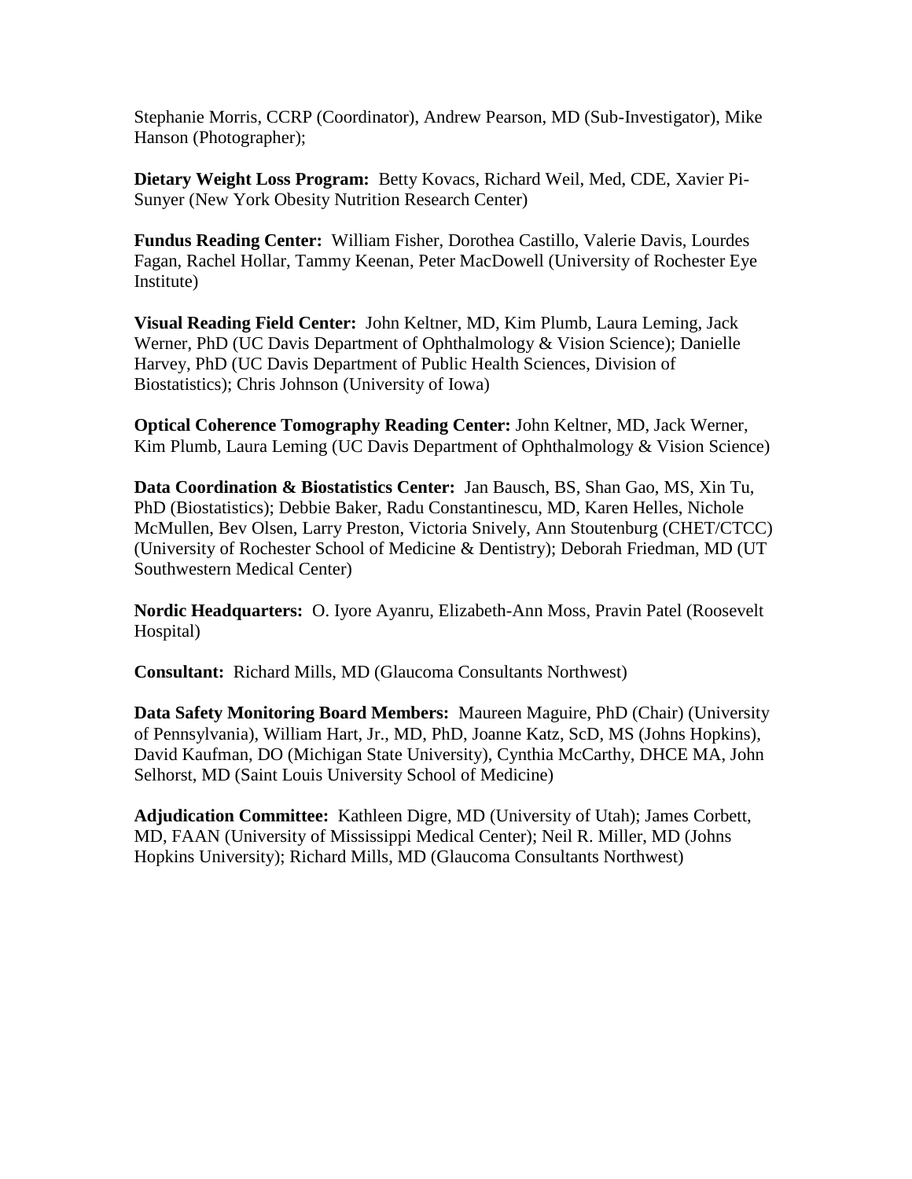Stephanie Morris, CCRP (Coordinator), Andrew Pearson, MD (Sub-Investigator), Mike Hanson (Photographer);

**Dietary Weight Loss Program:** Betty Kovacs, Richard Weil, Med, CDE, Xavier Pi-Sunyer (New York Obesity Nutrition Research Center)

**Fundus Reading Center:** William Fisher, Dorothea Castillo, Valerie Davis, Lourdes Fagan, Rachel Hollar, Tammy Keenan, Peter MacDowell (University of Rochester Eye Institute)

**Visual Reading Field Center:** John Keltner, MD, Kim Plumb, Laura Leming, Jack Werner, PhD (UC Davis Department of Ophthalmology & Vision Science); Danielle Harvey, PhD (UC Davis Department of Public Health Sciences, Division of Biostatistics); Chris Johnson (University of Iowa)

**Optical Coherence Tomography Reading Center:** John Keltner, MD, Jack Werner, Kim Plumb, Laura Leming (UC Davis Department of Ophthalmology & Vision Science)

**Data Coordination & Biostatistics Center:** Jan Bausch, BS, Shan Gao, MS, Xin Tu, PhD (Biostatistics); Debbie Baker, Radu Constantinescu, MD, Karen Helles, Nichole McMullen, Bev Olsen, Larry Preston, Victoria Snively, Ann Stoutenburg (CHET/CTCC) (University of Rochester School of Medicine & Dentistry); Deborah Friedman, MD (UT Southwestern Medical Center)

**Nordic Headquarters:** O. Iyore Ayanru, Elizabeth-Ann Moss, Pravin Patel (Roosevelt Hospital)

**Consultant:** Richard Mills, MD (Glaucoma Consultants Northwest)

**Data Safety Monitoring Board Members:** Maureen Maguire, PhD (Chair) (University of Pennsylvania), William Hart, Jr., MD, PhD, Joanne Katz, ScD, MS (Johns Hopkins), David Kaufman, DO (Michigan State University), Cynthia McCarthy, DHCE MA, John Selhorst, MD (Saint Louis University School of Medicine)

**Adjudication Committee:** Kathleen Digre, MD (University of Utah); James Corbett, MD, FAAN (University of Mississippi Medical Center); Neil R. Miller, MD (Johns Hopkins University); Richard Mills, MD (Glaucoma Consultants Northwest)